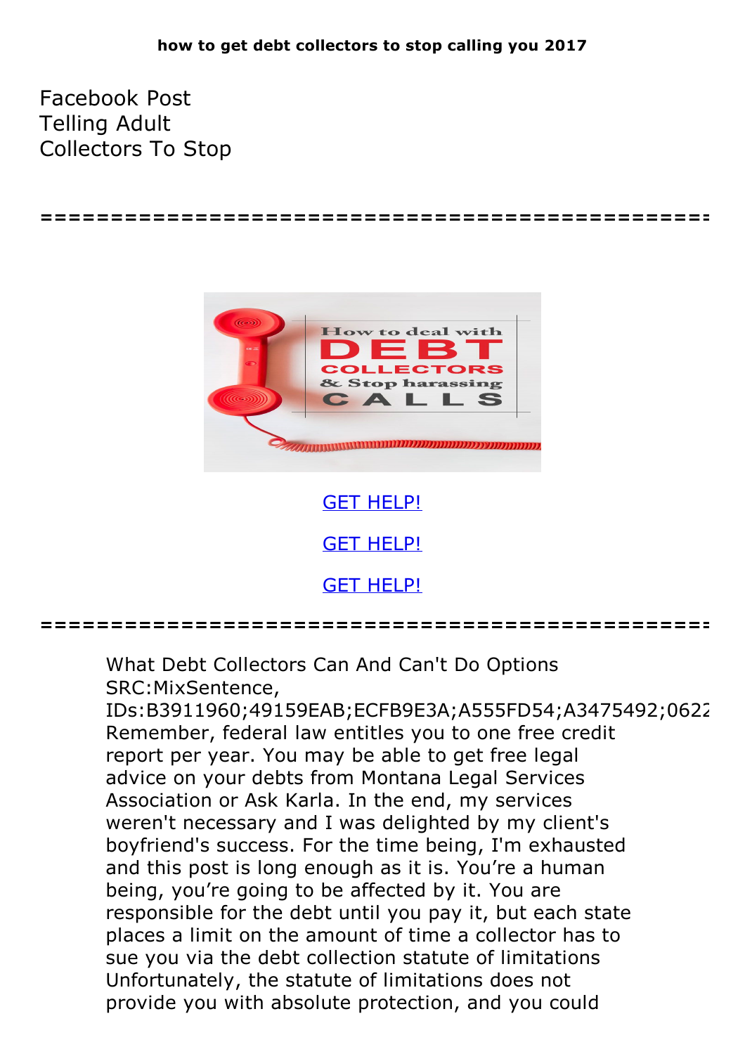**how to get debt collectors to stop calling you 2017**

Facebook Post
Telling Adult
Collectors To Stop

================================================

GET HELP!

GET HELP!

GET HELP!

================================================

What Debt Collectors Can And Can't Do Options
SRC:MixSentence,
IDs:B3911960;49159EAB;ECFB9E3A;A555FD54;A3475492;0622
Remember, federal law entitles you to one free credit report per year. You may be able to get free legal advice on your debts from Montana Legal Services Association or Ask Karla. In the end, my services weren't necessary and I was delighted by my client's boyfriend's success. For the time being, I'm exhausted and this post is long enough as it is. You're a human being, you're going to be affected by it. You are responsible for the debt until you pay it, but each state places a limit on the amount of time a collector has to sue you via the debt collection statute of limitations Unfortunately, the statute of limitations does not provide you with absolute protection, and you could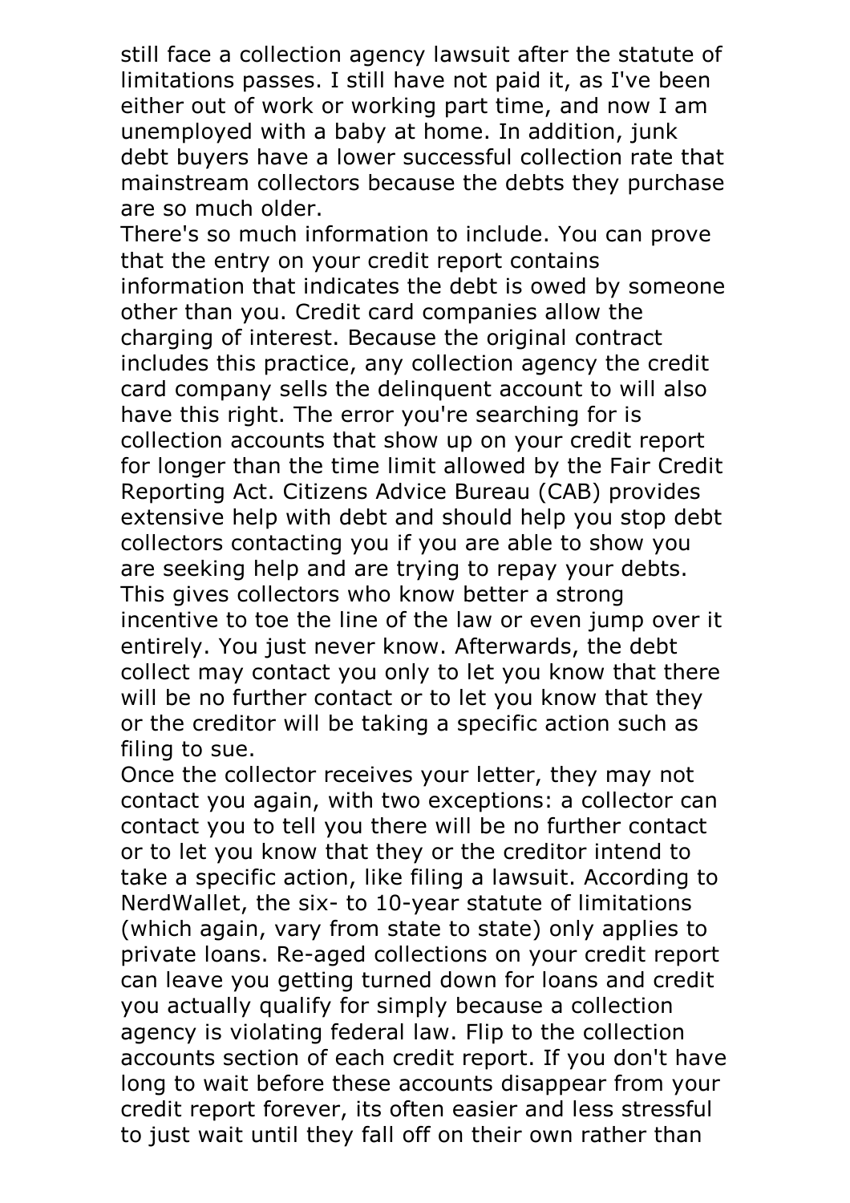still face a collection agency lawsuit after the statute of limitations passes. I still have not paid it, as I've been either out of work or working part time, and now I am unemployed with a baby at home. In addition, junk debt buyers have a lower successful collection rate that mainstream collectors because the debts they purchase are so much older.

There's so much information to include. You can prove that the entry on your credit report contains information that indicates the debt is owed by someone other than you. Credit card companies allow the charging of interest. Because the original contract includes this practice, any collection agency the credit card company sells the delinquent account to will also have this right. The error you're searching for is collection accounts that show up on your credit report for longer than the time limit allowed by the Fair Credit Reporting Act. Citizens Advice Bureau (CAB) provides extensive help with debt and should help you stop debt collectors contacting you if you are able to show you are seeking help and are trying to repay your debts. This gives collectors who know better a strong incentive to toe the line of the law or even jump over it entirely. You just never know. Afterwards, the debt collect may contact you only to let you know that there will be no further contact or to let you know that they or the creditor will be taking a specific action such as filing to sue.

Once the collector receives your letter, they may not contact you again, with two exceptions: a collector can contact you to tell you there will be no further contact or to let you know that they or the creditor intend to take a specific action, like filing a lawsuit. According to NerdWallet, the six- to 10-year statute of limitations (which again, vary from state to state) only applies to private loans. Re-aged collections on your credit report can leave you getting turned down for loans and credit you actually qualify for simply because a collection agency is violating federal law. Flip to the collection accounts section of each credit report. If you don't have long to wait before these accounts disappear from your credit report forever, its often easier and less stressful to just wait until they fall off on their own rather than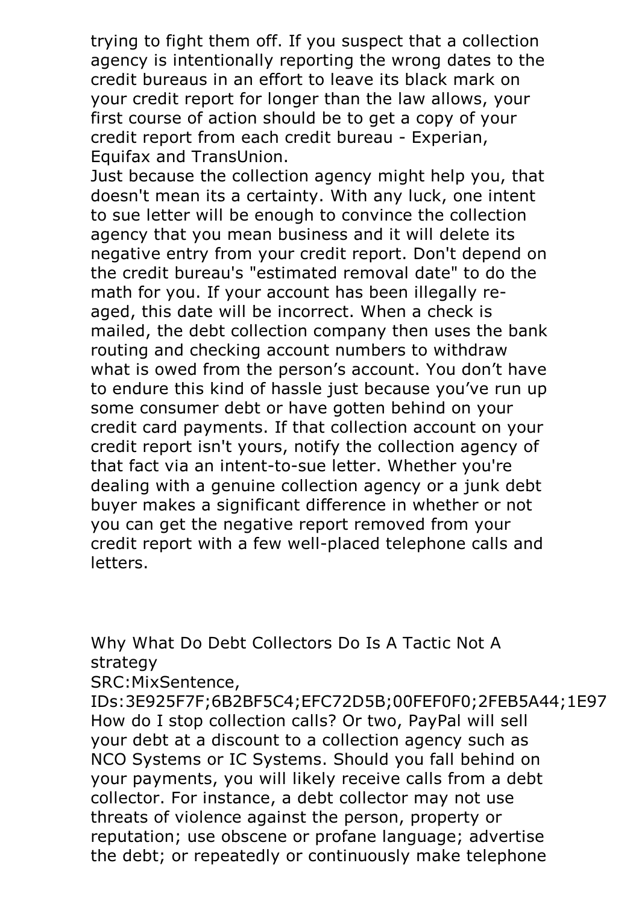trying to fight them off. If you suspect that a collection agency is intentionally reporting the wrong dates to the credit bureaus in an effort to leave its black mark on your credit report for longer than the law allows, your first course of action should be to get a copy of your credit report from each credit bureau - Experian, Equifax and TransUnion.

Just because the collection agency might help you, that doesn't mean its a certainty. With any luck, one intent to sue letter will be enough to convince the collection agency that you mean business and it will delete its negative entry from your credit report. Don't depend on the credit bureau's "estimated removal date" to do the math for you. If your account has been illegally re-aged, this date will be incorrect. When a check is mailed, the debt collection company then uses the bank routing and checking account numbers to withdraw what is owed from the person’s account. You don’t have to endure this kind of hassle just because you’ve run up some consumer debt or have gotten behind on your credit card payments. If that collection account on your credit report isn't yours, notify the collection agency of that fact via an intent-to-sue letter. Whether you're dealing with a genuine collection agency or a junk debt buyer makes a significant difference in whether or not you can get the negative report removed from your credit report with a few well-placed telephone calls and letters.

Why What Do Debt Collectors Do Is A Tactic Not A strategy

SRC:MixSentence, IDs:3E925F7F;6B2BF5C4;EFC72D5B;00FEF0F0;2FEB5A44;1E97

How do I stop collection calls? Or two, PayPal will sell your debt at a discount to a collection agency such as NCO Systems or IC Systems. Should you fall behind on your payments, you will likely receive calls from a debt collector. For instance, a debt collector may not use threats of violence against the person, property or reputation; use obscene or profane language; advertise the debt; or repeatedly or continuously make telephone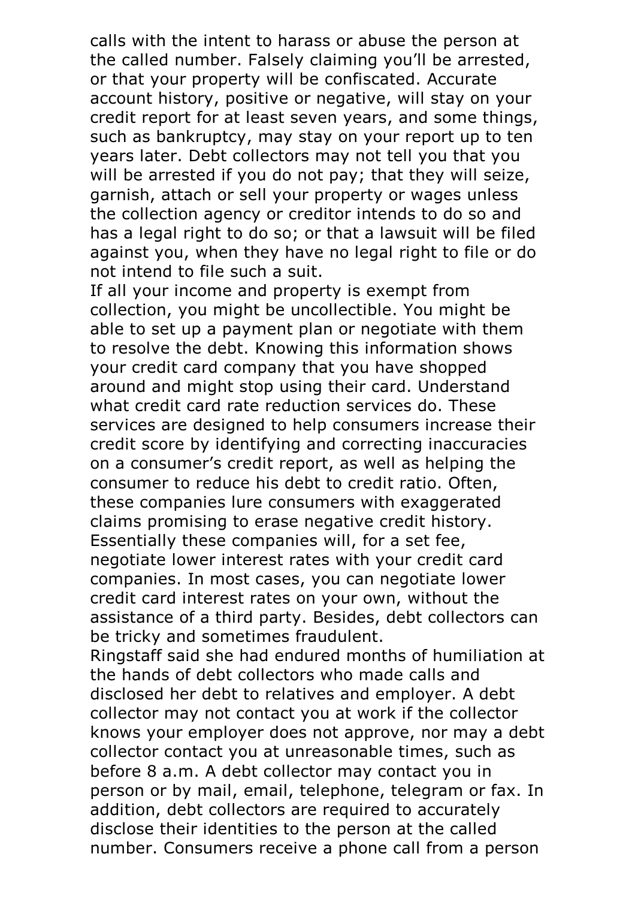calls with the intent to harass or abuse the person at the called number. Falsely claiming you'll be arrested, or that your property will be confiscated. Accurate account history, positive or negative, will stay on your credit report for at least seven years, and some things, such as bankruptcy, may stay on your report up to ten years later. Debt collectors may not tell you that you will be arrested if you do not pay; that they will seize, garnish, attach or sell your property or wages unless the collection agency or creditor intends to do so and has a legal right to do so; or that a lawsuit will be filed against you, when they have no legal right to file or do not intend to file such a suit.

If all your income and property is exempt from collection, you might be uncollectible. You might be able to set up a payment plan or negotiate with them to resolve the debt. Knowing this information shows your credit card company that you have shopped around and might stop using their card. Understand what credit card rate reduction services do. These services are designed to help consumers increase their credit score by identifying and correcting inaccuracies on a consumer's credit report, as well as helping the consumer to reduce his debt to credit ratio. Often, these companies lure consumers with exaggerated claims promising to erase negative credit history. Essentially these companies will, for a set fee, negotiate lower interest rates with your credit card companies. In most cases, you can negotiate lower credit card interest rates on your own, without the assistance of a third party. Besides, debt collectors can be tricky and sometimes fraudulent.

Ringstaff said she had endured months of humiliation at the hands of debt collectors who made calls and disclosed her debt to relatives and employer. A debt collector may not contact you at work if the collector knows your employer does not approve, nor may a debt collector contact you at unreasonable times, such as before 8 a.m. A debt collector may contact you in person or by mail, email, telephone, telegram or fax. In addition, debt collectors are required to accurately disclose their identities to the person at the called number. Consumers receive a phone call from a person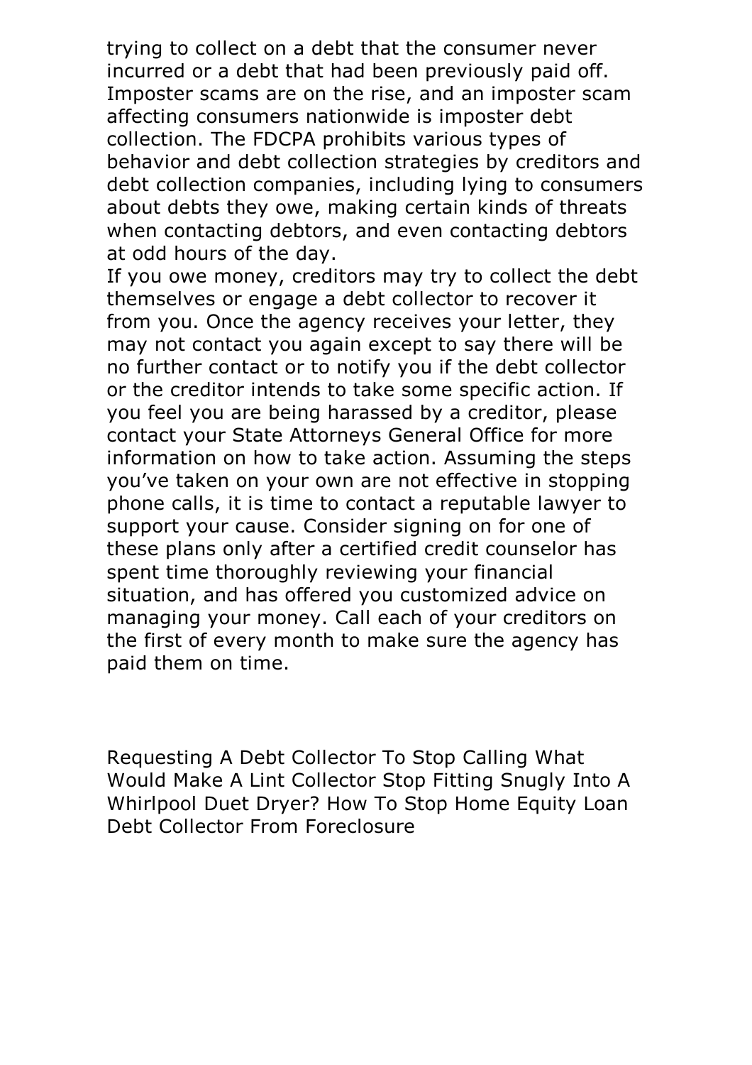trying to collect on a debt that the consumer never incurred or a debt that had been previously paid off. Imposter scams are on the rise, and an imposter scam affecting consumers nationwide is imposter debt collection. The FDCPA prohibits various types of behavior and debt collection strategies by creditors and debt collection companies, including lying to consumers about debts they owe, making certain kinds of threats when contacting debtors, and even contacting debtors at odd hours of the day.

If you owe money, creditors may try to collect the debt themselves or engage a debt collector to recover it from you. Once the agency receives your letter, they may not contact you again except to say there will be no further contact or to notify you if the debt collector or the creditor intends to take some specific action. If you feel you are being harassed by a creditor, please contact your State Attorneys General Office for more information on how to take action. Assuming the steps you've taken on your own are not effective in stopping phone calls, it is time to contact a reputable lawyer to support your cause. Consider signing on for one of these plans only after a certified credit counselor has spent time thoroughly reviewing your financial situation, and has offered you customized advice on managing your money. Call each of your creditors on the first of every month to make sure the agency has paid them on time.

Requesting A Debt Collector To Stop Calling What Would Make A Lint Collector Stop Fitting Snugly Into A Whirlpool Duet Dryer? How To Stop Home Equity Loan Debt Collector From Foreclosure